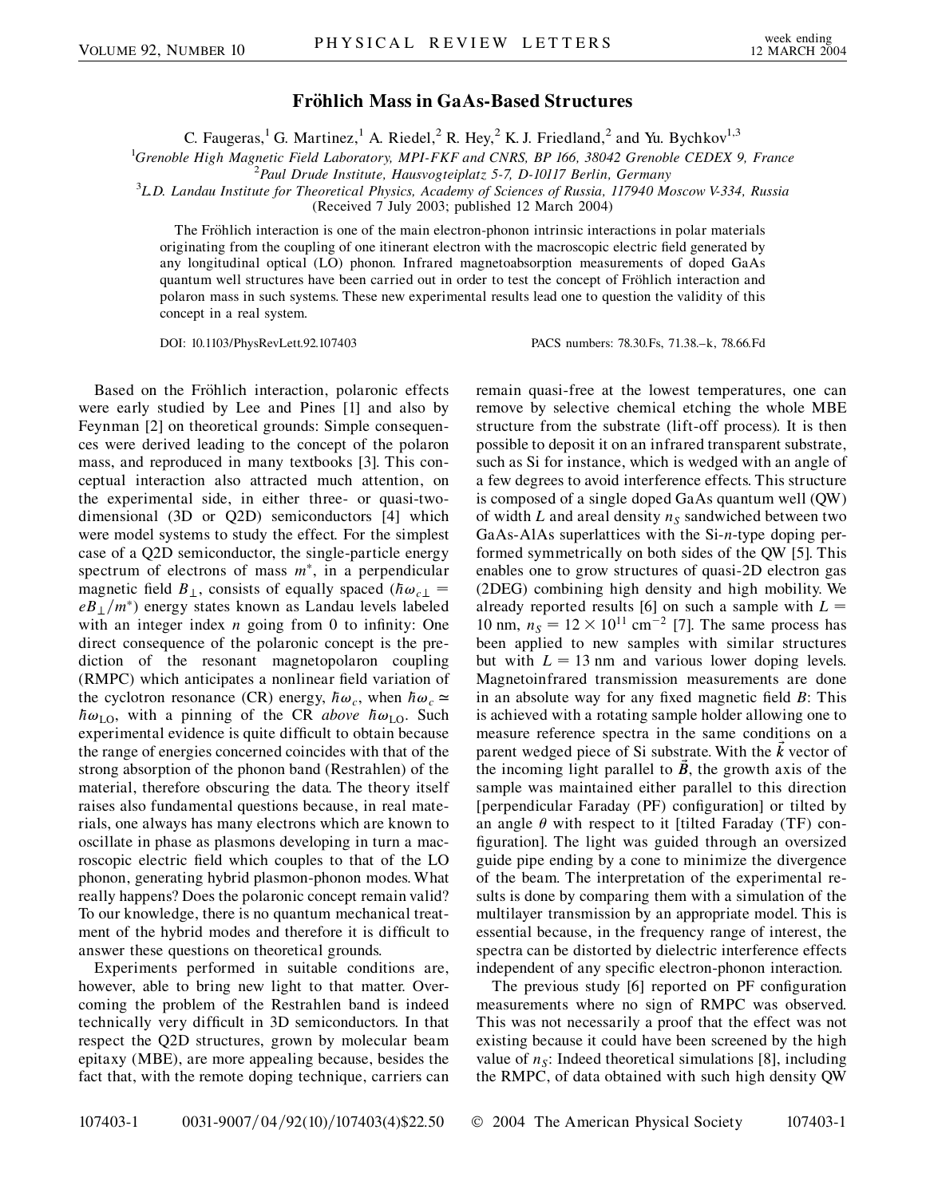# Fröhlich Mass in GaAs-Based Structures

C. Faugeras,[1] G. Martinez,[1] A. Riedel,[2] R. Hey,[2] K. J. Friedland,[2] and Yu. Bychkov[1,3]

[1]*Grenoble High Magnetic Field Laboratory, MPI-FKF and CNRS, BP 166, 38042 Grenoble CEDEX 9, France*
[2]*Paul Drude Institute, Hausvogteiplatz 5-7, D-10117 Berlin, Germany*
[3]*L.D. Landau Institute for Theoretical Physics, Academy of Sciences of Russia, 117940 Moscow V-334, Russia*
(Received 7 July 2003; published 12 March 2004)

The Fröhlich interaction is one of the main electron-phonon intrinsic interactions in polar materials originating from the coupling of one itinerant electron with the macroscopic electric field generated by any longitudinal optical (LO) phonon. Infrared magnetoabsorption measurements of doped GaAs quantum well structures have been carried out in order to test the concept of Fröhlich interaction and polaron mass in such systems. These new experimental results lead one to question the validity of this concept in a real system.

DOI: 10.1103/PhysRevLett.92.107403 PACS numbers: 78.30.Fs, 71.38.–k, 78.66.Fd

Based on the Fröhlich interaction, polaronic effects were early studied by Lee and Pines [1] and also by Feynman [2] on theoretical grounds: Simple consequences were derived leading to the concept of the polaron mass, and reproduced in many textbooks [3]. This conceptual interaction also attracted much attention, on the experimental side, in either three- or quasi-two-dimensional (3D or Q2D) semiconductors [4] which were model systems to study the effect. For the simplest case of a Q2D semiconductor, the single-particle energy spectrum of electrons of mass $m^*$, in a perpendicular magnetic field $B_\perp$, consists of equally spaced ($\hbar\omega_{c\perp} = eB_\perp/m^*$) energy states known as Landau levels labeled with an integer index $n$ going from 0 to infinity: One direct consequence of the polaronic concept is the prediction of the resonant magnetopolaron coupling (RMPC) which anticipates a nonlinear field variation of the cyclotron resonance (CR) energy, $\hbar\omega_c$, when $\hbar\omega_c \simeq \hbar\omega_{\rm LO}$, with a pinning of the CR *above* $\hbar\omega_{\rm LO}$. Such experimental evidence is quite difficult to obtain because the range of energies concerned coincides with that of the strong absorption of the phonon band (Restrahlen) of the material, therefore obscuring the data. The theory itself raises also fundamental questions because, in real materials, one always has many electrons which are known to oscillate in phase as plasmons developing in turn a macroscopic electric field which couples to that of the LO phonon, generating hybrid plasmon-phonon modes. What really happens? Does the polaronic concept remain valid? To our knowledge, there is no quantum mechanical treatment of the hybrid modes and therefore it is difficult to answer these questions on theoretical grounds.

Experiments performed in suitable conditions are, however, able to bring new light to that matter. Overcoming the problem of the Restrahlen band is indeed technically very difficult in 3D semiconductors. In that respect the Q2D structures, grown by molecular beam epitaxy (MBE), are more appealing because, besides the fact that, with the remote doping technique, carriers can remain quasi-free at the lowest temperatures, one can remove by selective chemical etching the whole MBE structure from the substrate (lift-off process). It is then possible to deposit it on an infrared transparent substrate, such as Si for instance, which is wedged with an angle of a few degrees to avoid interference effects. This structure is composed of a single doped GaAs quantum well (QW) of width $L$ and areal density $n_S$ sandwiched between two GaAs-AlAs superlattices with the Si-$n$-type doping performed symmetrically on both sides of the QW [5]. This enables one to grow structures of quasi-2D electron gas (2DEG) combining high density and high mobility. We already reported results [6] on such a sample with $L = 10$ nm, $n_S = 12 \times 10^{11}$ cm$^{-2}$ [7]. The same process has been applied to new samples with similar structures but with $L = 13$ nm and various lower doping levels. Magnetoinfrared transmission measurements are done in an absolute way for any fixed magnetic field $B$: This is achieved with a rotating sample holder allowing one to measure reference spectra in the same conditions on a parent wedged piece of Si substrate. With the $\vec{k}$ vector of the incoming light parallel to $\vec{B}$, the growth axis of the sample was maintained either parallel to this direction [perpendicular Faraday (PF) configuration] or tilted by an angle $\theta$ with respect to it [tilted Faraday (TF) configuration]. The light was guided through an oversized guide pipe ending by a cone to minimize the divergence of the beam. The interpretation of the experimental results is done by comparing them with a simulation of the multilayer transmission by an appropriate model. This is essential because, in the frequency range of interest, the spectra can be distorted by dielectric interference effects independent of any specific electron-phonon interaction.

The previous study [6] reported on PF configuration measurements where no sign of RMPC was observed. This was not necessarily a proof that the effect was not existing because it could have been screened by the high value of $n_S$: Indeed theoretical simulations [8], including the RMPC, of data obtained with such high density QW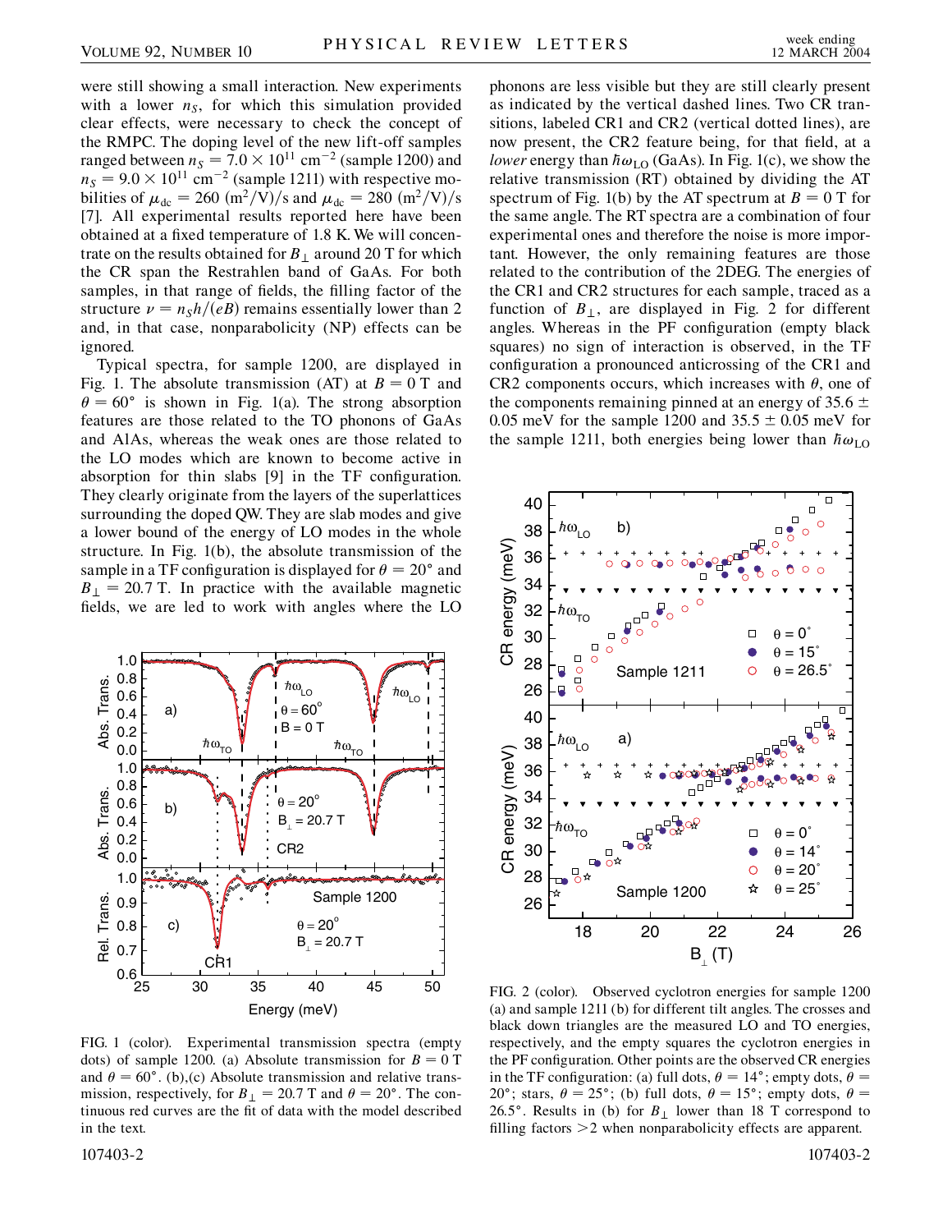were still showing a small interaction. New experiments with a lower $n_S$, for which this simulation provided clear effects, were necessary to check the concept of the RMPC. The doping level of the new lift-off samples ranged between $n_S = 7.0 \times 10^{11}$ cm$^{-2}$ (sample 1200) and $n_S = 9.0 \times 10^{11}$ cm$^{-2}$ (sample 1211) with respective mobilities of $\mu_{dc} = 260$ (m$^2$/V)/s and $\mu_{dc} = 280$ (m$^2$/V)/s [7]. All experimental results reported here have been obtained at a fixed temperature of 1.8 K. We will concentrate on the results obtained for $B_\perp$ around 20 T for which the CR span the Restrahlen band of GaAs. For both samples, in that range of fields, the filling factor of the structure $\nu = n_S h/(eB)$ remains essentially lower than 2 and, in that case, nonparabolicity (NP) effects can be ignored.

Typical spectra, for sample 1200, are displayed in Fig. 1. The absolute transmission (AT) at $B = 0$ T and $\theta = 60°$ is shown in Fig. 1(a). The strong absorption features are those related to the TO phonons of GaAs and AlAs, whereas the weak ones are those related to the LO modes which are known to become active in absorption for thin slabs [9] in the TF configuration. They clearly originate from the layers of the superlattices surrounding the doped QW. They are slab modes and give a lower bound of the energy of LO modes in the whole structure. In Fig. 1(b), the absolute transmission of the sample in a TF configuration is displayed for $\theta = 20°$ and $B_\perp = 20.7$ T. In practice with the available magnetic fields, we are led to work with angles where the LO phonons are less visible but they are still clearly present as indicated by the vertical dashed lines. Two CR transitions, labeled CR1 and CR2 (vertical dotted lines), are now present, the CR2 feature being, for that field, at a *lower* energy than $\hbar\omega_{LO}$ (GaAs). In Fig. 1(c), we show the relative transmission (RT) obtained by dividing the AT spectrum of Fig. 1(b) by the AT spectrum at $B = 0$ T for the same angle. The RT spectra are a combination of four experimental ones and therefore the noise is more important. However, the only remaining features are those related to the contribution of the 2DEG. The energies of the CR1 and CR2 structures for each sample, traced as a function of $B_\perp$, are displayed in Fig. 2 for different angles. Whereas in the PF configuration (empty black squares) no sign of interaction is observed, in the TF configuration a pronounced anticrossing of the CR1 and CR2 components occurs, which increases with $\theta$, one of the components remaining pinned at an energy of $35.6 \pm 0.05$ meV for the sample 1200 and $35.5 \pm 0.05$ meV for the sample 1211, both energies being lower than $\hbar\omega_{LO}$

FIG. 1 (color). Experimental transmission spectra (empty dots) of sample 1200. (a) Absolute transmission for $B = 0$ T and $\theta = 60°$. (b),(c) Absolute transmission and relative transmission, respectively, for $B_\perp = 20.7$ T and $\theta = 20°$. The continuous red curves are the fit of data with the model described in the text.

FIG. 2 (color). Observed cyclotron energies for sample 1200 (a) and sample 1211 (b) for different tilt angles. The crosses and black down triangles are the measured LO and TO energies, respectively, and the empty squares the cyclotron energies in the PF configuration. Other points are the observed CR energies in the TF configuration: (a) full dots, $\theta = 14°$; empty dots, $\theta = 20°$; stars, $\theta = 25°$; (b) full dots, $\theta = 15°$; empty dots, $\theta = 26.5°$. Results in (b) for $B_\perp$ lower than 18 T correspond to filling factors $>2$ when nonparabolicity effects are apparent.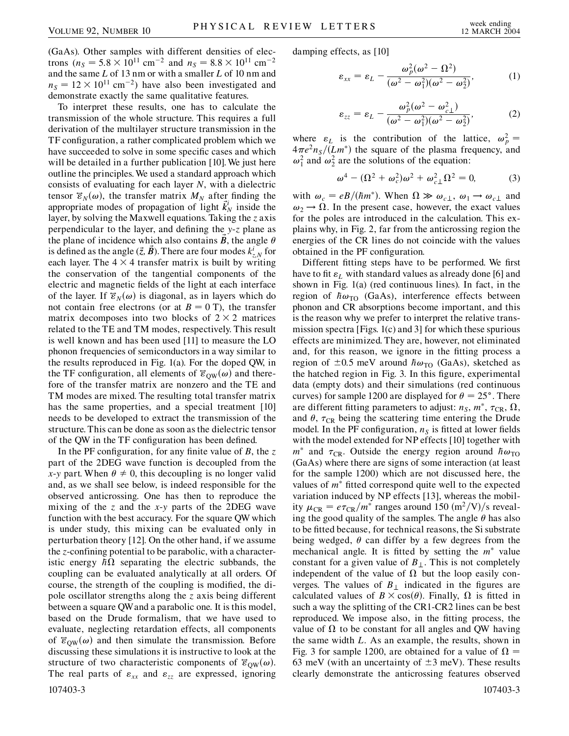(GaAs). Other samples with different densities of electrons ($n_S = 5.8 \times 10^{11}$ cm$^{-2}$ and $n_S = 8.8 \times 10^{11}$ cm$^{-2}$ and the same $L$ of 13 nm or with a smaller $L$ of 10 nm and $n_S = 12 \times 10^{11}$ cm$^{-2}$) have also been investigated and demonstrate exactly the same qualitative features.

To interpret these results, one has to calculate the transmission of the whole structure. This requires a full derivation of the multilayer structure transmission in the TF configuration, a rather complicated problem which we have succeeded to solve in some specific cases and which will be detailed in a further publication [10]. We just here outline the principles. We used a standard approach which consists of evaluating for each layer $N$, with a dielectric tensor $\overleftrightarrow{\varepsilon}_N(\omega)$, the transfer matrix $M_N$ after finding the appropriate modes of propagation of light $\vec{k}_N^i$ inside the layer, by solving the Maxwell equations. Taking the $z$ axis perpendicular to the layer, and defining the $y$-$z$ plane as the plane of incidence which also contains $\vec{B}$, the angle $\theta$ is defined as the angle $(\vec{z}, \vec{B})$. There are four modes $k_{z,N}^i$ for each layer. The $4 \times 4$ transfer matrix is built by writing the conservation of the tangential components of the electric and magnetic fields of the light at each interface of the layer. If $\overleftrightarrow{\varepsilon}_N(\omega)$ is diagonal, as in layers which do not contain free electrons (or at $B = 0$ T), the transfer matrix decomposes into two blocks of $2 \times 2$ matrices related to the TE and TM modes, respectively. This result is well known and has been used [11] to measure the LO phonon frequencies of semiconductors in a way similar to the results reproduced in Fig. 1(a). For the doped QW, in the TF configuration, all elements of $\overleftrightarrow{\varepsilon}_{\mathrm{QW}}(\omega)$ and therefore of the transfer matrix are nonzero and the TE and TM modes are mixed. The resulting total transfer matrix has the same properties, and a special treatment [10] needs to be developed to extract the transmission of the structure. This can be done as soon as the dielectric tensor of the QW in the TF configuration has been defined.

In the PF configuration, for any finite value of $B$, the $z$ part of the 2DEG wave function is decoupled from the $x$-$y$ part. When $\theta \neq 0$, this decoupling is no longer valid and, as we shall see below, is indeed responsible for the observed anticrossing. One has then to reproduce the mixing of the $z$ and the $x$-$y$ parts of the 2DEG wave function with the best accuracy. For the square QW which is under study, this mixing can be evaluated only in perturbation theory [12]. On the other hand, if we assume the $z$-confining potential to be parabolic, with a characteristic energy $\hbar\Omega$ separating the electric subbands, the coupling can be evaluated analytically at all orders. Of course, the strength of the coupling is modified, the dipole oscillator strengths along the $z$ axis being different between a square QW and a parabolic one. It is this model, based on the Drude formalism, that we have used to evaluate, neglecting retardation effects, all components of $\overleftrightarrow{\varepsilon}_{\mathrm{QW}}(\omega)$ and then simulate the transmission. Before discussing these simulations it is instructive to look at the structure of two characteristic components of $\overleftrightarrow{\varepsilon}_{\mathrm{QW}}(\omega)$. The real parts of $\varepsilon_{xx}$ and $\varepsilon_{zz}$ are expressed, ignoring damping effects, as [10]

$$\varepsilon_{xx} = \varepsilon_L - \frac{\omega_p^2(\omega^2 - \Omega^2)}{(\omega^2 - \omega_1^2)(\omega^2 - \omega_2^2)}, \tag{1}$$

$$\varepsilon_{zz} = \varepsilon_L - \frac{\omega_p^2(\omega^2 - \omega_{c\perp}^2)}{(\omega^2 - \omega_1^2)(\omega^2 - \omega_2^2)}, \tag{2}$$

where $\varepsilon_L$ is the contribution of the lattice, $\omega_p^2 = 4\pi e^2 n_S/(Lm^*)$ the square of the plasma frequency, and $\omega_1^2$ and $\omega_2^2$ are the solutions of the equation:

$$\omega^4 - (\Omega^2 + \omega_c^2)\omega^2 + \omega_{c\perp}^2\Omega^2 = 0, \tag{3}$$

with $\omega_c = eB/(\hbar m^*)$. When $\Omega \gg \omega_{c\perp}$, $\omega_1 \to \omega_{c\perp}$ and $\omega_2 \to \Omega$. In the present case, however, the exact values for the poles are introduced in the calculation. This explains why, in Fig. 2, far from the anticrossing region the energies of the CR lines do not coincide with the values obtained in the PF configuration.

Different fitting steps have to be performed. We first have to fit $\varepsilon_L$ with standard values as already done [6] and shown in Fig. 1(a) (red continuous lines). In fact, in the region of $\hbar\omega_{\mathrm{TO}}$ (GaAs), interference effects between phonon and CR absorptions become important, and this is the reason why we prefer to interpret the relative transmission spectra [Figs. 1(c) and 3] for which these spurious effects are minimized. They are, however, not eliminated and, for this reason, we ignore in the fitting process a region of $\pm 0.5$ meV around $\hbar\omega_{\mathrm{TO}}$ (GaAs), sketched as the hatched region in Fig. 3. In this figure, experimental data (empty dots) and their simulations (red continuous curves) for sample 1200 are displayed for $\theta = 25°$. There are different fitting parameters to adjust: $n_S$, $m^*$, $\tau_{\mathrm{CR}}$, $\Omega$, and $\theta$, $\tau_{\mathrm{CR}}$ being the scattering time entering the Drude model. In the PF configuration, $n_S$ is fitted at lower fields with the model extended for NP effects [10] together with $m^*$ and $\tau_{\mathrm{CR}}$. Outside the energy region around $\hbar\omega_{\mathrm{TO}}$ (GaAs) where there are signs of some interaction (at least for the sample 1200) which are not discussed here, the values of $m^*$ fitted correspond quite well to the expected variation induced by NP effects [13], whereas the mobility $\mu_{\mathrm{CR}} = e\tau_{\mathrm{CR}}/m^*$ ranges around 150 (m$^2$/V)/s revealing the good quality of the samples. The angle $\theta$ has also to be fitted because, for technical reasons, the Si substrate being wedged, $\theta$ can differ by a few degrees from the mechanical angle. It is fitted by setting the $m^*$ value constant for a given value of $B_\perp$. This is not completely independent of the value of $\Omega$ but the loop easily converges. The values of $B_\perp$ indicated in the figures are calculated values of $B \times \cos(\theta)$. Finally, $\Omega$ is fitted in such a way the splitting of the CR1-CR2 lines can be best reproduced. We impose also, in the fitting process, the value of $\Omega$ to be constant for all angles and QW having the same width $L$. As an example, the results, shown in Fig. 3 for sample 1200, are obtained for a value of $\Omega = 63$ meV (with an uncertainty of $\pm 3$ meV). These results clearly demonstrate the anticrossing features observed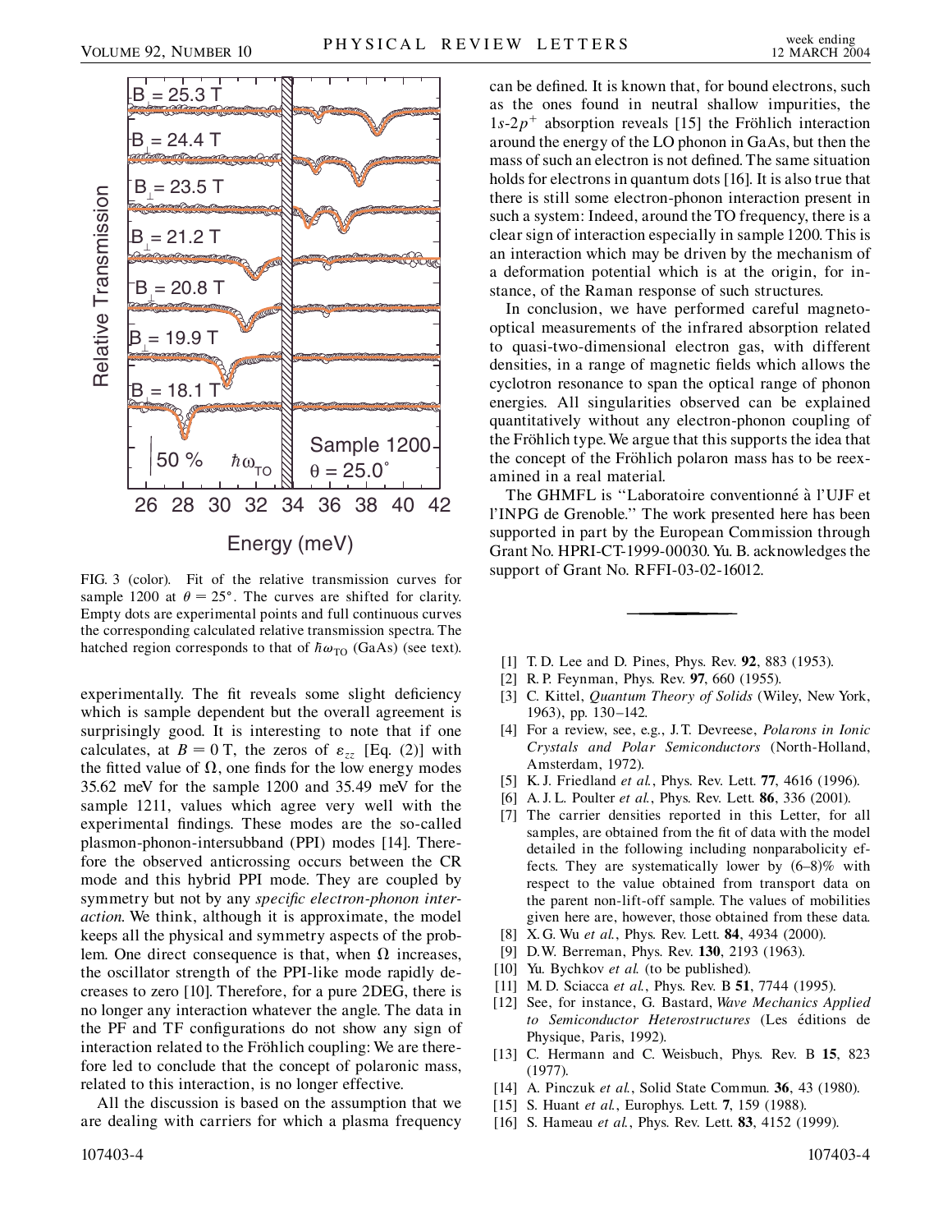B = 25.3 T

$B_\perp$ = 24.4 T

$B_\perp$ = 23.5 T

$B_\perp$ = 21.2 T

$B_\perp$ = 20.8 T

$B_\perp$ = 19.9 T

$B_\perp$ = 18.1 T

50 %

$\hbar\omega_{TO}$

Sample 1200

$\theta = 25.0^\circ$

Relative Transmission

26 28 30 32 34 36 38 40 42

Energy (meV)

FIG. 3 (color). Fit of the relative transmission curves for sample 1200 at $\theta = 25°$. The curves are shifted for clarity. Empty dots are experimental points and full continuous curves the corresponding calculated relative transmission spectra. The hatched region corresponds to that of $\hbar\omega_{TO}$ (GaAs) (see text).

experimentally. The fit reveals some slight deficiency which is sample dependent but the overall agreement is surprisingly good. It is interesting to note that if one calculates, at $B = 0$ T, the zeros of $\varepsilon_{zz}$ [Eq. (2)] with the fitted value of $\Omega$, one finds for the low energy modes 35.62 meV for the sample 1200 and 35.49 meV for the sample 1211, values which agree very well with the experimental findings. These modes are the so-called plasmon-phonon-intersubband (PPI) modes [14]. Therefore the observed anticrossing occurs between the CR mode and this hybrid PPI mode. They are coupled by symmetry but not by any *specific electron-phonon interaction*. We think, although it is approximate, the model keeps all the physical and symmetry aspects of the problem. One direct consequence is that, when $\Omega$ increases, the oscillator strength of the PPI-like mode rapidly decreases to zero [10]. Therefore, for a pure 2DEG, there is no longer any interaction whatever the angle. The data in the PF and TF configurations do not show any sign of interaction related to the Fröhlich coupling: We are therefore led to conclude that the concept of polaronic mass, related to this interaction, is no longer effective.

All the discussion is based on the assumption that we are dealing with carriers for which a plasma frequency can be defined. It is known that, for bound electrons, such as the ones found in neutral shallow impurities, the $1s$-$2p^+$ absorption reveals [15] the Fröhlich interaction around the energy of the LO phonon in GaAs, but then the mass of such an electron is not defined. The same situation holds for electrons in quantum dots [16]. It is also true that there is still some electron-phonon interaction present in such a system: Indeed, around the TO frequency, there is a clear sign of interaction especially in sample 1200. This is an interaction which may be driven by the mechanism of a deformation potential which is at the origin, for instance, of the Raman response of such structures.

In conclusion, we have performed careful magneto-optical measurements of the infrared absorption related to quasi-two-dimensional electron gas, with different densities, in a range of magnetic fields which allows the cyclotron resonance to span the optical range of phonon energies. All singularities observed can be explained quantitatively without any electron-phonon coupling of the Fröhlich type. We argue that this supports the idea that the concept of the Fröhlich polaron mass has to be reexamined in a real material.

The GHMFL is "Laboratoire conventionné à l'UJF et l'INPG de Grenoble." The work presented here has been supported in part by the European Commission through Grant No. HPRI-CT-1999-00030. Yu. B. acknowledges the support of Grant No. RFFI-03-02-16012.

---

[1] T. D. Lee and D. Pines, Phys. Rev. **92**, 883 (1953).

[2] R. P. Feynman, Phys. Rev. **97**, 660 (1955).

[3] C. Kittel, *Quantum Theory of Solids* (Wiley, New York, 1963), pp. 130–142.

[4] For a review, see, e.g., J. T. Devreese, *Polarons in Ionic Crystals and Polar Semiconductors* (North-Holland, Amsterdam, 1972).

[5] K. J. Friedland *et al.*, Phys. Rev. Lett. **77**, 4616 (1996).

[6] A. J. L. Poulter *et al.*, Phys. Rev. Lett. **86**, 336 (2001).

[7] The carrier densities reported in this Letter, for all samples, are obtained from the fit of data with the model detailed in the following including nonparabolicity effects. They are systematically lower by (6–8)% with respect to the value obtained from transport data on the parent non-lift-off sample. The values of mobilities given here are, however, those obtained from these data.

[8] X. G. Wu *et al.*, Phys. Rev. Lett. **84**, 4934 (2000).

[9] D. W. Berreman, Phys. Rev. **130**, 2193 (1963).

[10] Yu. Bychkov *et al.* (to be published).

[11] M. D. Sciacca *et al.*, Phys. Rev. B **51**, 7744 (1995).

[12] See, for instance, G. Bastard, *Wave Mechanics Applied to Semiconductor Heterostructures* (Les éditions de Physique, Paris, 1992).

[13] C. Hermann and C. Weisbuch, Phys. Rev. B **15**, 823 (1977).

[14] A. Pinczuk *et al.*, Solid State Commun. **36**, 43 (1980).

[15] S. Huant *et al.*, Europhys. Lett. **7**, 159 (1988).

[16] S. Hameau *et al.*, Phys. Rev. Lett. **83**, 4152 (1999).